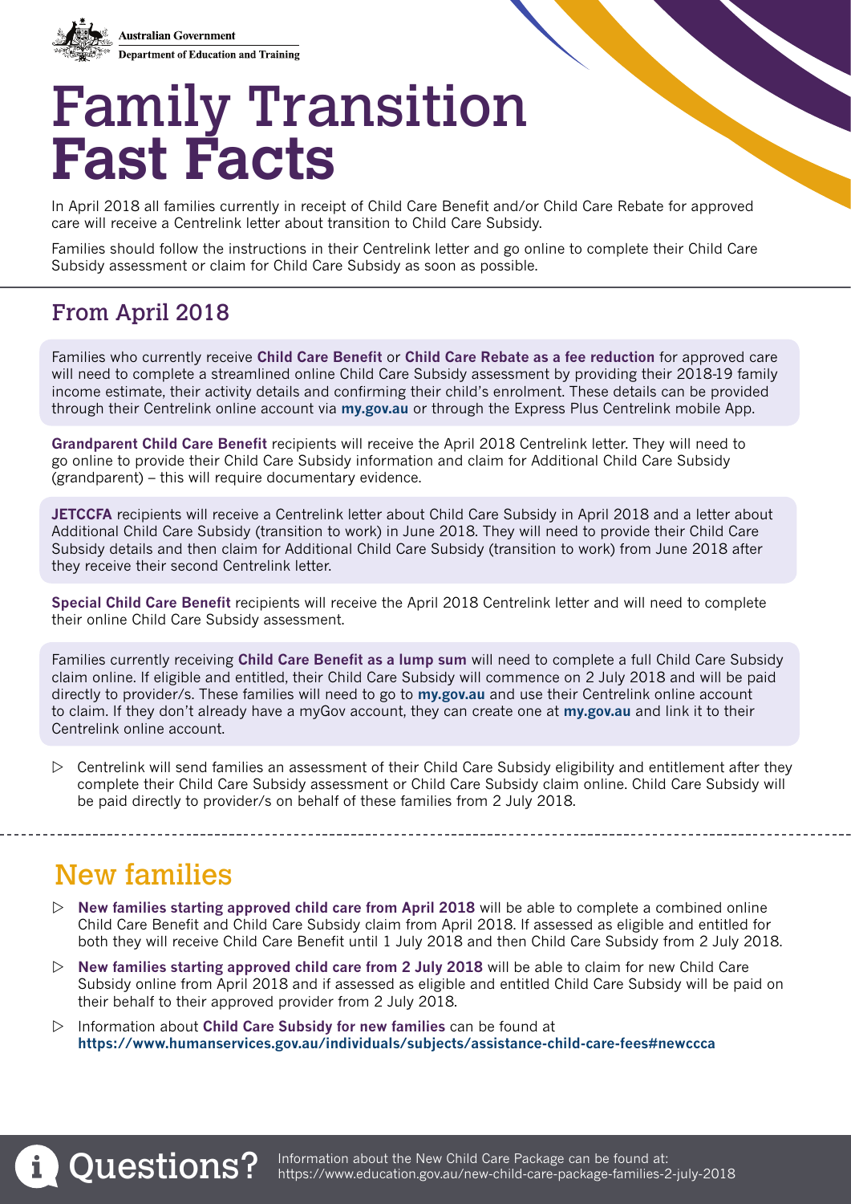Australian Government
Department of Education and Training

# Family Transition Fast Facts

In April 2018 all families currently in receipt of Child Care Benefit and/or Child Care Rebate for approved care will receive a Centrelink letter about transition to Child Care Subsidy.

Families should follow the instructions in their Centrelink letter and go online to complete their Child Care Subsidy assessment or claim for Child Care Subsidy as soon as possible.

## From April 2018

Families who currently receive **Child Care Benefit** or **Child Care Rebate as a fee reduction** for approved care will need to complete a streamlined online Child Care Subsidy assessment by providing their 2018-19 family income estimate, their activity details and confirming their child's enrolment. These details can be provided through their Centrelink online account via **my.gov.au** or through the Express Plus Centrelink mobile App.

**Grandparent Child Care Benefit** recipients will receive the April 2018 Centrelink letter. They will need to go online to provide their Child Care Subsidy information and claim for Additional Child Care Subsidy (grandparent) – this will require documentary evidence.

**JETCCFA** recipients will receive a Centrelink letter about Child Care Subsidy in April 2018 and a letter about Additional Child Care Subsidy (transition to work) in June 2018. They will need to provide their Child Care Subsidy details and then claim for Additional Child Care Subsidy (transition to work) from June 2018 after they receive their second Centrelink letter.

**Special Child Care Benefit** recipients will receive the April 2018 Centrelink letter and will need to complete their online Child Care Subsidy assessment.

Families currently receiving **Child Care Benefit as a lump sum** will need to complete a full Child Care Subsidy claim online. If eligible and entitled, their Child Care Subsidy will commence on 2 July 2018 and will be paid directly to provider/s. These families will need to go to **my.gov.au** and use their Centrelink online account to claim. If they don't already have a myGov account, they can create one at **my.gov.au** and link it to their Centrelink online account.

- Centrelink will send families an assessment of their Child Care Subsidy eligibility and entitlement after they complete their Child Care Subsidy assessment or Child Care Subsidy claim online. Child Care Subsidy will be paid directly to provider/s on behalf of these families from 2 July 2018.

## New families

- **New families starting approved child care from April 2018** will be able to complete a combined online Child Care Benefit and Child Care Subsidy claim from April 2018. If assessed as eligible and entitled for both they will receive Child Care Benefit until 1 July 2018 and then Child Care Subsidy from 2 July 2018.
- **New families starting approved child care from 2 July 2018** will be able to claim for new Child Care Subsidy online from April 2018 and if assessed as eligible and entitled Child Care Subsidy will be paid on their behalf to their approved provider from 2 July 2018.
- Information about **Child Care Subsidy for new families** can be found at **https://www.humanservices.gov.au/individuals/subjects/assistance-child-care-fees#newccca**

## Questions?

Information about the New Child Care Package can be found at: https://www.education.gov.au/new-child-care-package-families-2-july-2018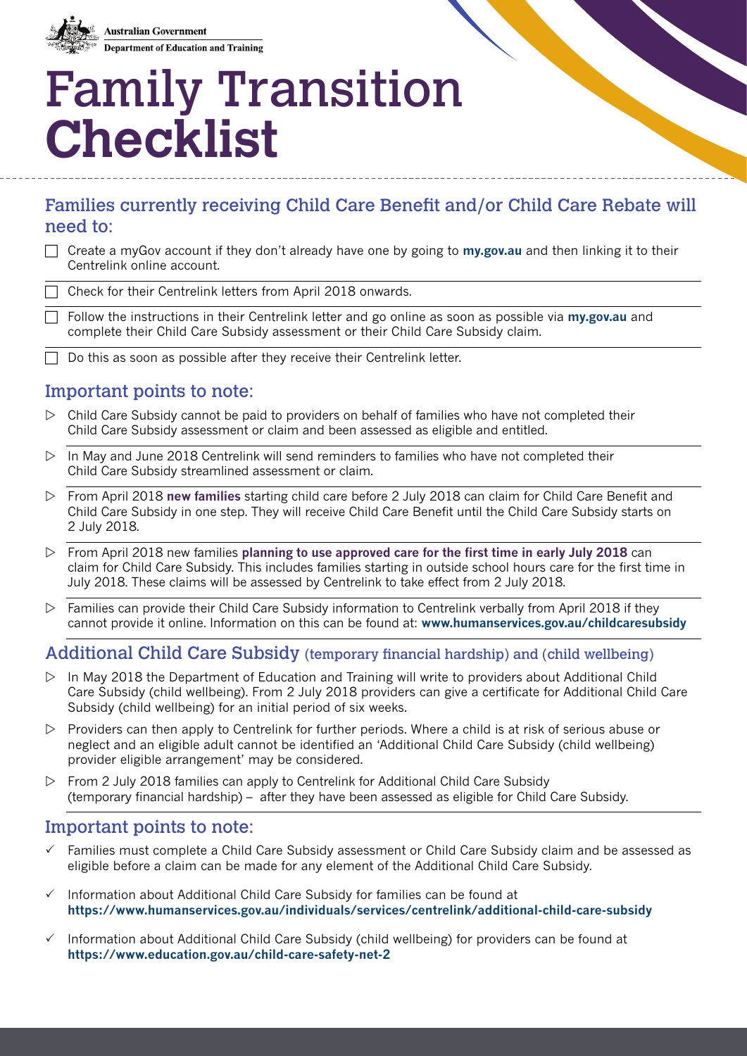Australian Government
Department of Education and Training

# Family Transition Checklist

## Families currently receiving Child Care Benefit and/or Child Care Rebate will need to:

- [ ] Create a myGov account if they don't already have one by going to **my.gov.au** and then linking it to their Centrelink online account.
- [ ] Check for their Centrelink letters from April 2018 onwards.
- [ ] Follow the instructions in their Centrelink letter and go online as soon as possible via **my.gov.au** and complete their Child Care Subsidy assessment or their Child Care Subsidy claim.
- [ ] Do this as soon as possible after they receive their Centrelink letter.

## Important points to note:

- Child Care Subsidy cannot be paid to providers on behalf of families who have not completed their Child Care Subsidy assessment or claim and been assessed as eligible and entitled.
- In May and June 2018 Centrelink will send reminders to families who have not completed their Child Care Subsidy streamlined assessment or claim.
- From April 2018 **new families** starting child care before 2 July 2018 can claim for Child Care Benefit and Child Care Subsidy in one step. They will receive Child Care Benefit until the Child Care Subsidy starts on 2 July 2018.
- From April 2018 new families **planning to use approved care for the first time in early July 2018** can claim for Child Care Subsidy. This includes families starting in outside school hours care for the first time in July 2018. These claims will be assessed by Centrelink to take effect from 2 July 2018.
- Families can provide their Child Care Subsidy information to Centrelink verbally from April 2018 if they cannot provide it online. Information on this can be found at: **www.humanservices.gov.au/childcaresubsidy**

## Additional Child Care Subsidy (temporary financial hardship) and (child wellbeing)

- In May 2018 the Department of Education and Training will write to providers about Additional Child Care Subsidy (child wellbeing). From 2 July 2018 providers can give a certificate for Additional Child Care Subsidy (child wellbeing) for an initial period of six weeks.
- Providers can then apply to Centrelink for further periods. Where a child is at risk of serious abuse or neglect and an eligible adult cannot be identified an 'Additional Child Care Subsidy (child wellbeing) provider eligible arrangement' may be considered.
- From 2 July 2018 families can apply to Centrelink for Additional Child Care Subsidy (temporary financial hardship) – after they have been assessed as eligible for Child Care Subsidy.

## Important points to note:

- ✓ Families must complete a Child Care Subsidy assessment or Child Care Subsidy claim and be assessed as eligible before a claim can be made for any element of the Additional Child Care Subsidy.
- ✓ Information about Additional Child Care Subsidy for families can be found at **https://www.humanservices.gov.au/individuals/services/centrelink/additional-child-care-subsidy**
- ✓ Information about Additional Child Care Subsidy (child wellbeing) for providers can be found at **https://www.education.gov.au/child-care-safety-net-2**